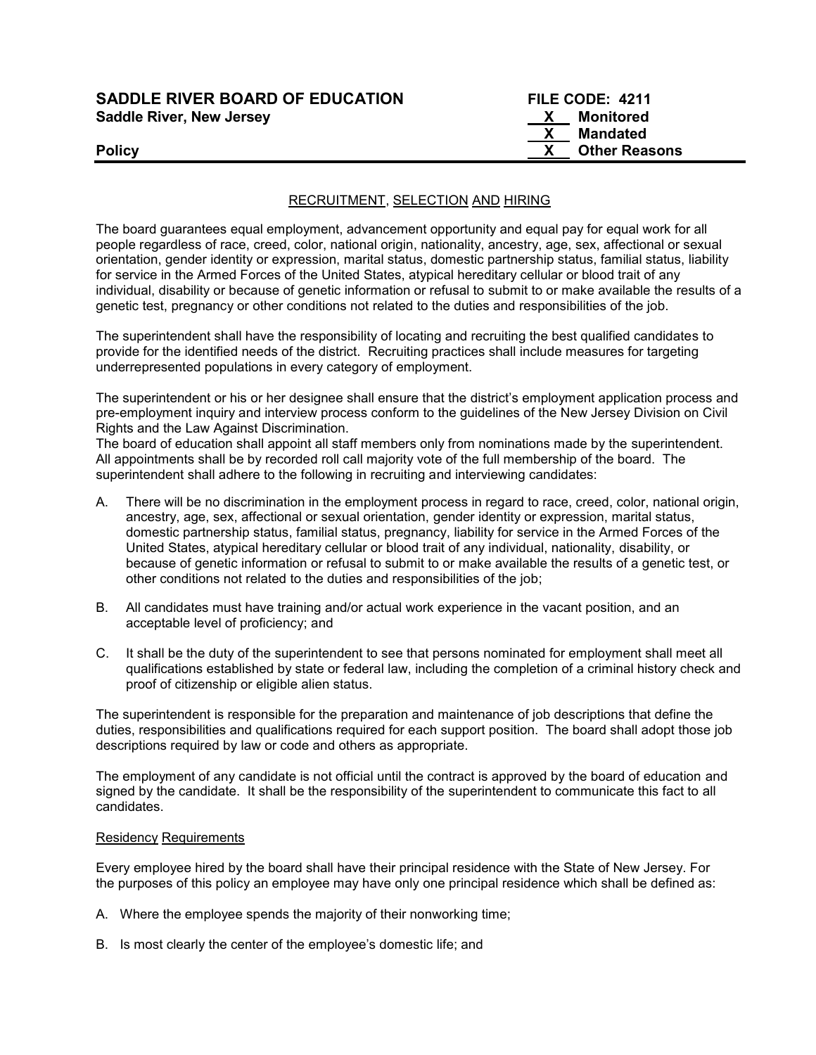# SADDLE RIVER BOARD OF EDUCATION

**Saddle River, New Jersey**

**FILE CODE: 4211**
**X Monitored**
**X Mandated**
**X Other Reasons**

**Policy**

---

## RECRUITMENT, SELECTION AND HIRING

The board guarantees equal employment, advancement opportunity and equal pay for equal work for all people regardless of race, creed, color, national origin, nationality, ancestry, age, sex, affectional or sexual orientation, gender identity or expression, marital status, domestic partnership status, familial status, liability for service in the Armed Forces of the United States, atypical hereditary cellular or blood trait of any individual, disability or because of genetic information or refusal to submit to or make available the results of a genetic test, pregnancy or other conditions not related to the duties and responsibilities of the job.

The superintendent shall have the responsibility of locating and recruiting the best qualified candidates to provide for the identified needs of the district. Recruiting practices shall include measures for targeting underrepresented populations in every category of employment.

The superintendent or his or her designee shall ensure that the district's employment application process and pre-employment inquiry and interview process conform to the guidelines of the New Jersey Division on Civil Rights and the Law Against Discrimination.
The board of education shall appoint all staff members only from nominations made by the superintendent. All appointments shall be by recorded roll call majority vote of the full membership of the board. The superintendent shall adhere to the following in recruiting and interviewing candidates:

A. There will be no discrimination in the employment process in regard to race, creed, color, national origin, ancestry, age, sex, affectional or sexual orientation, gender identity or expression, marital status, domestic partnership status, familial status, pregnancy, liability for service in the Armed Forces of the United States, atypical hereditary cellular or blood trait of any individual, nationality, disability, or because of genetic information or refusal to submit to or make available the results of a genetic test, or other conditions not related to the duties and responsibilities of the job;

B. All candidates must have training and/or actual work experience in the vacant position, and an acceptable level of proficiency; and

C. It shall be the duty of the superintendent to see that persons nominated for employment shall meet all qualifications established by state or federal law, including the completion of a criminal history check and proof of citizenship or eligible alien status.

The superintendent is responsible for the preparation and maintenance of job descriptions that define the duties, responsibilities and qualifications required for each support position. The board shall adopt those job descriptions required by law or code and others as appropriate.

The employment of any candidate is not official until the contract is approved by the board of education and signed by the candidate. It shall be the responsibility of the superintendent to communicate this fact to all candidates.

### Residency Requirements

Every employee hired by the board shall have their principal residence with the State of New Jersey. For the purposes of this policy an employee may have only one principal residence which shall be defined as:

A. Where the employee spends the majority of their nonworking time;

B. Is most clearly the center of the employee's domestic life; and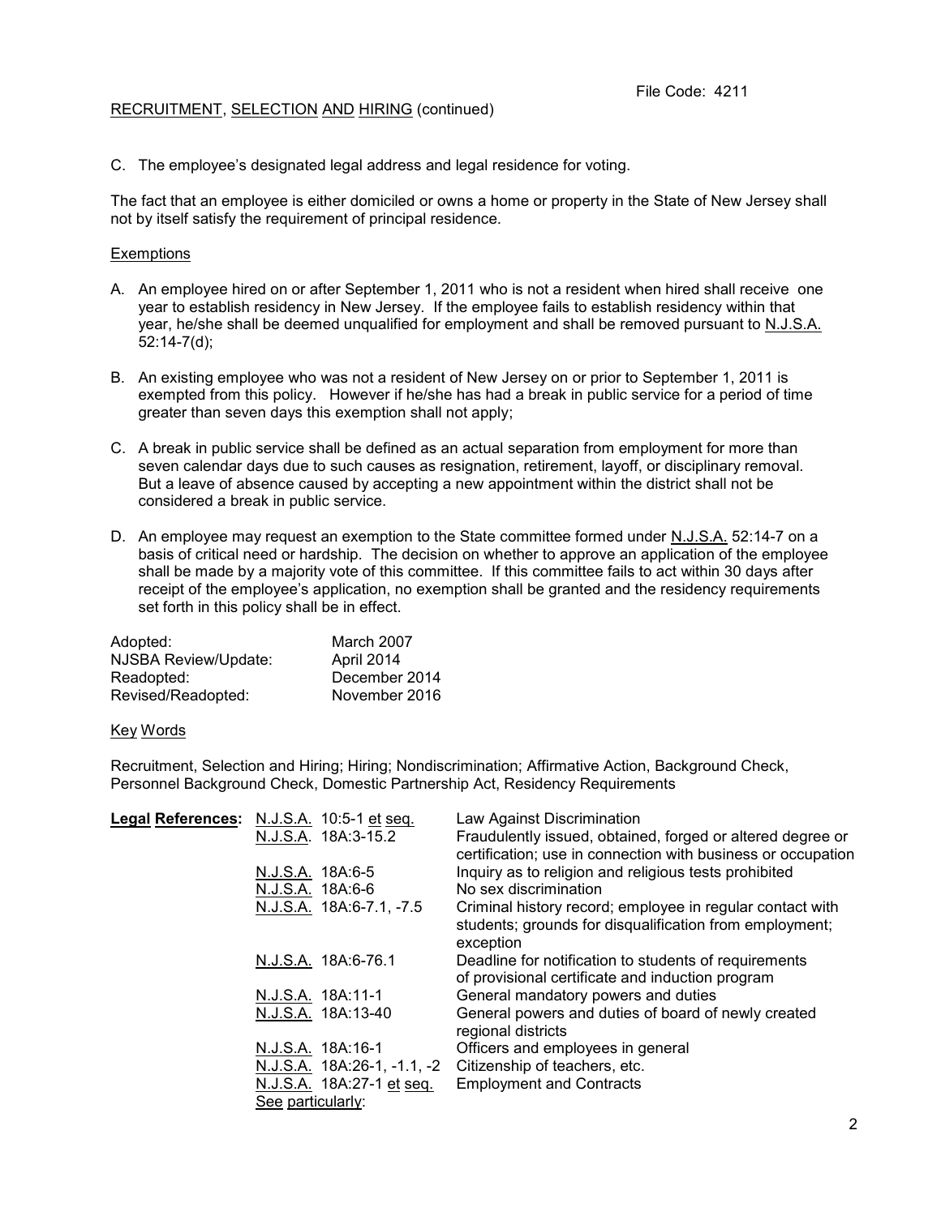C. The employee's designated legal address and legal residence for voting.

The fact that an employee is either domiciled or owns a home or property in the State of New Jersey shall not by itself satisfy the requirement of principal residence.

Exemptions

A. An employee hired on or after September 1, 2011 who is not a resident when hired shall receive one year to establish residency in New Jersey. If the employee fails to establish residency within that year, he/she shall be deemed unqualified for employment and shall be removed pursuant to N.J.S.A. 52:14-7(d);

B. An existing employee who was not a resident of New Jersey on or prior to September 1, 2011 is exempted from this policy. However if he/she has had a break in public service for a period of time greater than seven days this exemption shall not apply;

C. A break in public service shall be defined as an actual separation from employment for more than seven calendar days due to such causes as resignation, retirement, layoff, or disciplinary removal. But a leave of absence caused by accepting a new appointment within the district shall not be considered a break in public service.

D. An employee may request an exemption to the State committee formed under N.J.S.A. 52:14-7 on a basis of critical need or hardship. The decision on whether to approve an application of the employee shall be made by a majority vote of this committee. If this committee fails to act within 30 days after receipt of the employee's application, no exemption shall be granted and the residency requirements set forth in this policy shall be in effect.

| | |
|---|---|
| Adopted: | March 2007 |
| NJSBA Review/Update: | April 2014 |
| Readopted: | December 2014 |
| Revised/Readopted: | November 2016 |

Key Words

Recruitment, Selection and Hiring; Hiring; Nondiscrimination; Affirmative Action, Background Check, Personnel Background Check, Domestic Partnership Act, Residency Requirements

| **Legal References:** | | |
|---|---|---|
| | N.J.S.A. 10:5-1 et seq. | Law Against Discrimination |
| | N.J.S.A. 18A:3-15.2 | Fraudulently issued, obtained, forged or altered degree or certification; use in connection with business or occupation |
| | N.J.S.A. 18A:6-5 | Inquiry as to religion and religious tests prohibited |
| | N.J.S.A. 18A:6-6 | No sex discrimination |
| | N.J.S.A. 18A:6-7.1, -7.5 | Criminal history record; employee in regular contact with students; grounds for disqualification from employment; exception |
| | N.J.S.A. 18A:6-76.1 | Deadline for notification to students of requirements of provisional certificate and induction program |
| | N.J.S.A. 18A:11-1 | General mandatory powers and duties |
| | N.J.S.A. 18A:13-40 | General powers and duties of board of newly created regional districts |
| | N.J.S.A. 18A:16-1 | Officers and employees in general |
| | N.J.S.A. 18A:26-1, -1.1, -2 | Citizenship of teachers, etc. |
| | N.J.S.A. 18A:27-1 et seq. | Employment and Contracts |
| | See particularly: | |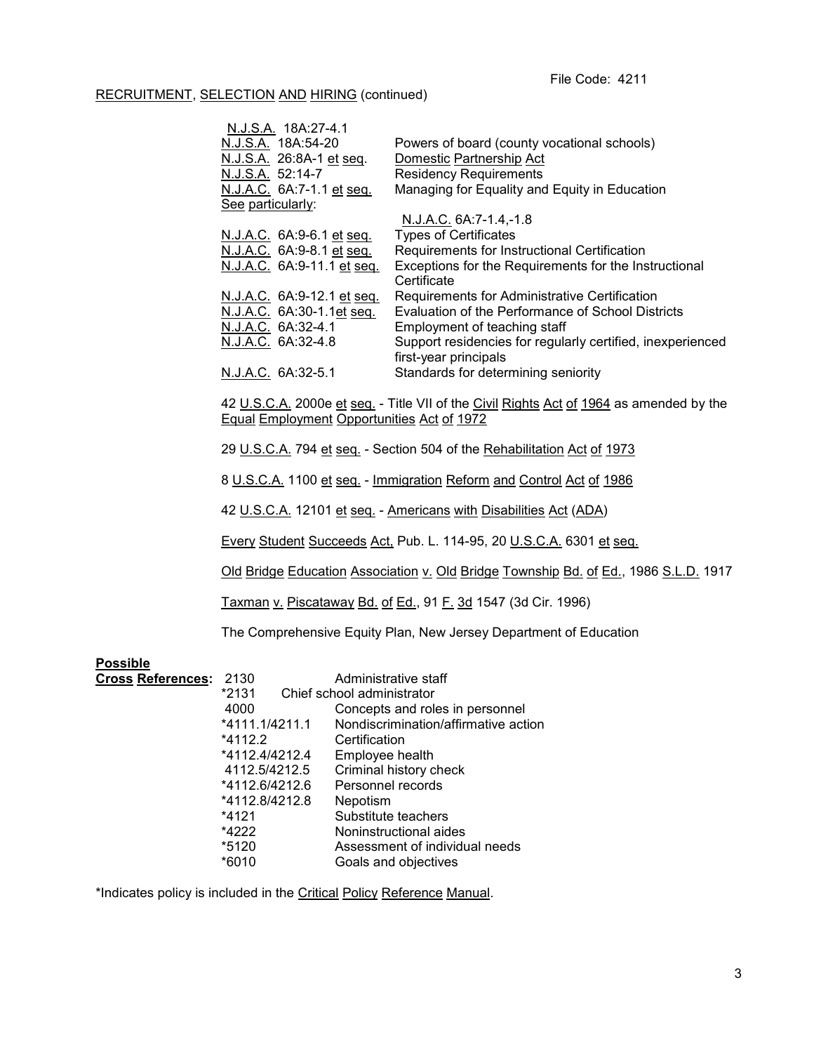File Code: 4211

RECRUITMENT, SELECTION AND HIRING (continued)

| | |
|---|---|
| N.J.S.A. 18A:27-4.1 | |
| N.J.S.A. 18A:54-20 | Powers of board (county vocational schools) |
| N.J.S.A. 26:8A-1 et seq. | Domestic Partnership Act |
| N.J.S.A. 52:14-7 | Residency Requirements |
| N.J.A.C. 6A:7-1.1 et seq. | Managing for Equality and Equity in Education |
| See particularly: | N.J.A.C. 6A:7-1.4,-1.8 |
| N.J.A.C. 6A:9-6.1 et seq. | Types of Certificates |
| N.J.A.C. 6A:9-8.1 et seq. | Requirements for Instructional Certification |
| N.J.A.C. 6A:9-11.1 et seq. | Exceptions for the Requirements for the Instructional Certificate |
| N.J.A.C. 6A:9-12.1 et seq. | Requirements for Administrative Certification |
| N.J.A.C. 6A:30-1.1et seq. | Evaluation of the Performance of School Districts |
| N.J.A.C. 6A:32-4.1 | Employment of teaching staff |
| N.J.A.C. 6A:32-4.8 | Support residencies for regularly certified, inexperienced first-year principals |
| N.J.A.C. 6A:32-5.1 | Standards for determining seniority |

42 U.S.C.A. 2000e et seq. - Title VII of the Civil Rights Act of 1964 as amended by the Equal Employment Opportunities Act of 1972

29 U.S.C.A. 794 et seq. - Section 504 of the Rehabilitation Act of 1973

8 U.S.C.A. 1100 et seq. - Immigration Reform and Control Act of 1986

42 U.S.C.A. 12101 et seq. - Americans with Disabilities Act (ADA)

Every Student Succeeds Act, Pub. L. 114-95, 20 U.S.C.A. 6301 et seq.

Old Bridge Education Association v. Old Bridge Township Bd. of Ed., 1986 S.L.D. 1917

Taxman v. Piscataway Bd. of Ed., 91 F. 3d 1547 (3d Cir. 1996)

The Comprehensive Equity Plan, New Jersey Department of Education

**Possible Cross References:**

| | |
|---|---|
| 2130 | Administrative staff |
| *2131 | Chief school administrator |
| 4000 | Concepts and roles in personnel |
| *4111.1/4211.1 | Nondiscrimination/affirmative action |
| *4112.2 | Certification |
| *4112.4/4212.4 | Employee health |
| 4112.5/4212.5 | Criminal history check |
| *4112.6/4212.6 | Personnel records |
| *4112.8/4212.8 | Nepotism |
| *4121 | Substitute teachers |
| *4222 | Noninstructional aides |
| *5120 | Assessment of individual needs |
| *6010 | Goals and objectives |

*Indicates policy is included in the Critical Policy Reference Manual.